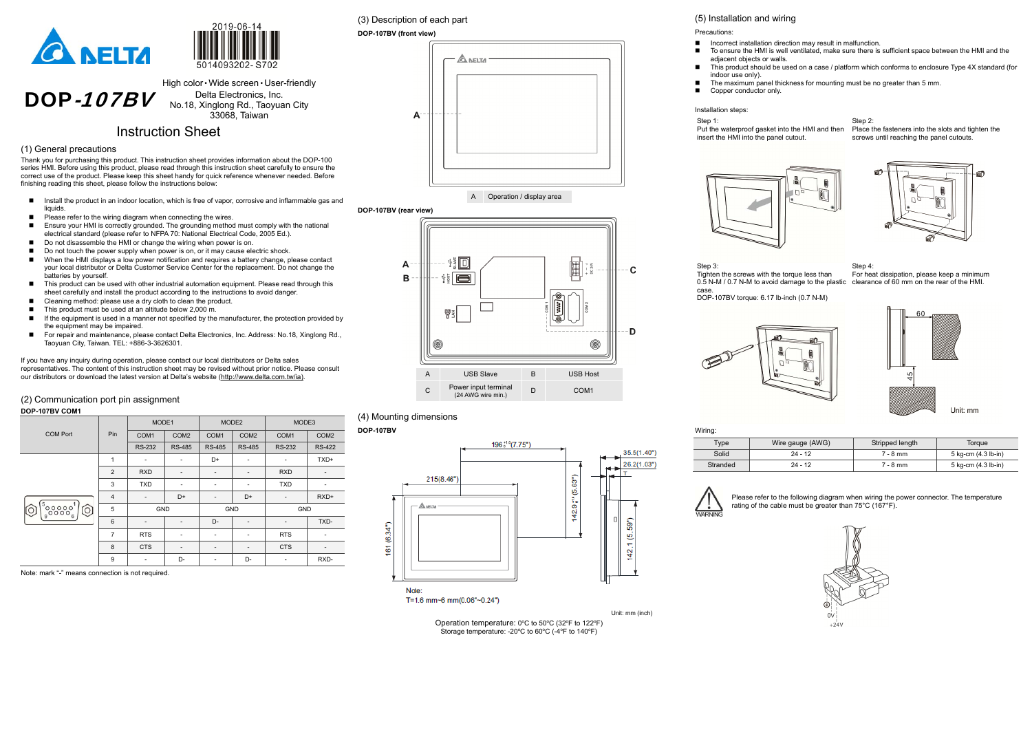2019-06-14

5014093202- S702

# DOP-107BV

High color・Wide screen・User-friendly
Delta Electronics, Inc.
No.18, Xinglong Rd., Taoyuan City
33068, Taiwan

## Instruction Sheet

### (1) General precautions

Thank you for purchasing this product. This instruction sheet provides information about the DOP-100 series HMI. Before using this product, please read through this instruction sheet carefully to ensure the correct use of the product. Please keep this sheet handy for quick reference whenever needed. Before finishing reading this sheet, please follow the instructions below:

- Install the product in an indoor location, which is free of vapor, corrosive and inflammable gas and liquids.
- Please refer to the wiring diagram when connecting the wires.
- Ensure your HMI is correctly grounded. The grounding method must comply with the national electrical standard (please refer to NFPA 70: National Electrical Code, 2005 Ed.).
- Do not disassemble the HMI or change the wiring when power is on.
- Do not touch the power supply when power is on, or it may cause electric shock.
- When the HMI displays a low power notification and requires a battery change, please contact your local distributor or Delta Customer Service Center for the replacement. Do not change the batteries by yourself.
- This product can be used with other industrial automation equipment. Please read through this sheet carefully and install the product according to the instructions to avoid danger.
- Cleaning method: please use a dry cloth to clean the product.
- This product must be used at an altitude below 2,000 m.
- If the equipment is used in a manner not specified by the manufacturer, the protection provided by the equipment may be impaired.
- For repair and maintenance, please contact Delta Electronics, Inc. Address: No.18, Xinglong Rd., Taoyuan City, Taiwan. TEL: +886-3-3626301.

If you have any inquiry during operation, please contact our local distributors or Delta sales representatives. The content of this instruction sheet may be revised without prior notice. Please consult our distributors or download the latest version at Delta's website (http://www.delta.com.tw/ia).

### (2) Communication port pin assignment

**DOP-107BV COM1**

| COM Port | Pin | MODE1 | | MODE2 | | MODE3 | |
|---|---|---|---|---|---|---|---|
| | | COM1 | COM2 | COM1 | COM2 | COM1 | COM2 |
| | | RS-232 | RS-485 | RS-485 | RS-485 | RS-232 | RS-422 |
| | 1 | - | - | D+ | - | - | TXD+ |
| | 2 | RXD | - | - | - | RXD | - |
| | 3 | TXD | - | - | - | TXD | - |
| | 4 | - | D+ | - | D+ | - | RXD+ |
| | 5 | GND | | GND | | GND | |
| | 6 | - | - | D- | - | - | TXD- |
| | 7 | RTS | - | - | - | RTS | - |
| | 8 | CTS | - | - | - | CTS | - |
| | 9 | - | D- | - | D- | - | RXD- |

Note: mark "-" means connection is not required.

### (3) Description of each part

**DOP-107BV (front view)**

| A | Operation / display area |
|---|---|

**DOP-107BV (rear view)**

| A | USB Slave | B | USB Host |
|---|---|---|---|
| C | Power input terminal (24 AWG wire min.) | D | COM1 |

### (4) Mounting dimensions

**DOP-107BV**

Note:
T=1.6 mm~6 mm(0.06"~0.24")

Unit: mm (inch)

Operation temperature: 0ºC to 50ºC (32ºF to 122ºF)
Storage temperature: -20ºC to 60ºC (-4ºF to 140ºF)

### (5) Installation and wiring

Precautions:

- Incorrect installation direction may result in malfunction.
- To ensure the HMI is well ventilated, make sure there is sufficient space between the HMI and the adjacent objects or walls.
- This product should be used on a case / platform which conforms to enclosure Type 4X standard (for indoor use only).
- The maximum panel thickness for mounting must be no greater than 5 mm.
- Copper conductor only.

Installation steps:

Step 1:
Put the waterproof gasket into the HMI and then insert the HMI into the panel cutout.

Step 2:
Place the fasteners into the slots and tighten the screws until reaching the panel cutouts.

Step 3:
Tighten the screws with the torque less than 0.5 N-M / 0.7 N-M to avoid damage to the plastic case.
DOP-107BV torque: 6.17 lb-inch (0.7 N-M)

Step 4:
For heat dissipation, please keep a minimum clearance of 60 mm on the rear of the HMI.

Unit: mm

Wiring:

| Type | Wire gauge (AWG) | Stripped length | Torque |
|---|---|---|---|
| Solid | 24 - 12 | 7 - 8 mm | 5 kg-cm (4.3 lb-in) |
| Stranded | 24 - 12 | 7 - 8 mm | 5 kg-cm (4.3 lb-in) |

WARNING

Please refer to the following diagram when wiring the power connector. The temperature rating of the cable must be greater than 75°C (167°F).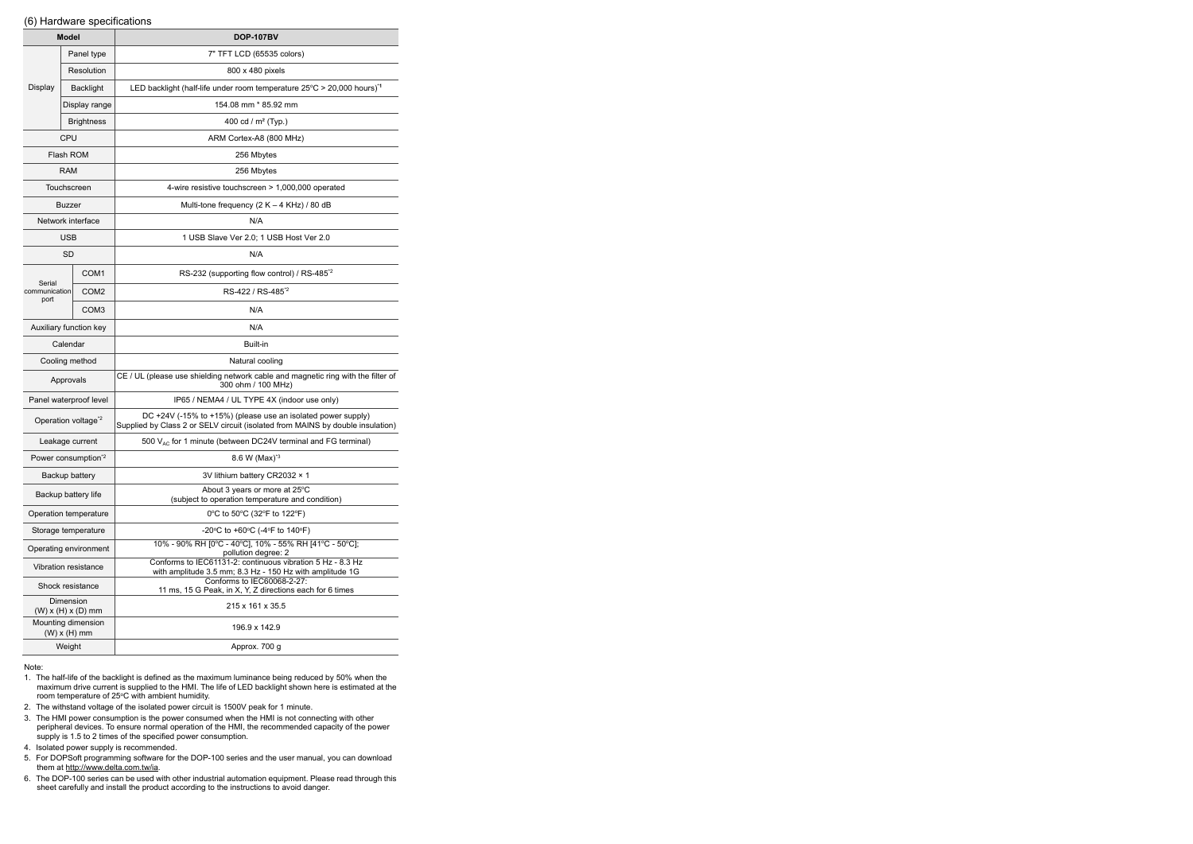(6) Hardware specifications

| Model | | DOP-107BV |
|---|---|---|
| Display | Panel type | 7" TFT LCD (65535 colors) |
| | Resolution | 800 x 480 pixels |
| | Backlight | LED backlight (half-life under room temperature 25°C > 20,000 hours)[*1] |
| | Display range | 154.08 mm * 85.92 mm |
| | Brightness | 400 cd / m² (Typ.) |
| CPU | | ARM Cortex-A8 (800 MHz) |
| Flash ROM | | 256 Mbytes |
| RAM | | 256 Mbytes |
| Touchscreen | | 4-wire resistive touchscreen > 1,000,000 operated |
| Buzzer | | Multi-tone frequency (2 K – 4 KHz) / 80 dB |
| Network interface | | N/A |
| USB | | 1 USB Slave Ver 2.0; 1 USB Host Ver 2.0 |
| SD | | N/A |
| Serial communication port | COM1 | RS-232 (supporting flow control) / RS-485[*2] |
| | COM2 | RS-422 / RS-485[*2] |
| | COM3 | N/A |
| Auxiliary function key | | N/A |
| Calendar | | Built-in |
| Cooling method | | Natural cooling |
| Approvals | | CE / UL (please use shielding network cable and magnetic ring with the filter of 300 ohm / 100 MHz) |
| Panel waterproof level | | IP65 / NEMA4 / UL TYPE 4X (indoor use only) |
| Operation voltage[*2] | | DC +24V (-15% to +15%) (please use an isolated power supply) Supplied by Class 2 or SELV circuit (isolated from MAINS by double insulation) |
| Leakage current | | 500 $V_{AC}$ for 1 minute (between DC24V terminal and FG terminal) |
| Power consumption[*2] | | 8.6 W (Max)[*3] |
| Backup battery | | 3V lithium battery CR2032 × 1 |
| Backup battery life | | About 3 years or more at 25°C (subject to operation temperature and condition) |
| Operation temperature | | 0°C to 50°C (32°F to 122°F) |
| Storage temperature | | -20°C to +60°C (-4°F to 140°F) |
| Operating environment | | 10% - 90% RH [0°C - 40°C], 10% - 55% RH [41°C - 50°C]; pollution degree: 2 |
| Vibration resistance | | Conforms to IEC61131-2: continuous vibration 5 Hz - 8.3 Hz with amplitude 3.5 mm; 8.3 Hz - 150 Hz with amplitude 1G |
| Shock resistance | | Conforms to IEC60068-2-27: 11 ms, 15 G Peak, in X, Y, Z directions each for 6 times |
| Dimension (W) x (H) x (D) mm | | 215 x 161 x 35.5 |
| Mounting dimension (W) x (H) mm | | 196.9 x 142.9 |
| Weight | | Approx. 700 g |

Note:

1. The half-life of the backlight is defined as the maximum luminance being reduced by 50% when the maximum drive current is supplied to the HMI. The life of LED backlight shown here is estimated at the room temperature of 25°C with ambient humidity.
2. The withstand voltage of the isolated power circuit is 1500V peak for 1 minute.
3. The HMI power consumption is the power consumed when the HMI is not connecting with other peripheral devices. To ensure normal operation of the HMI, the recommended capacity of the power supply is 1.5 to 2 times of the specified power consumption.
4. Isolated power supply is recommended.
5. For DOPSoft programming software for the DOP-100 series and the user manual, you can download them at http://www.delta.com.tw/ia.
6. The DOP-100 series can be used with other industrial automation equipment. Please read through this sheet carefully and install the product according to the instructions to avoid danger.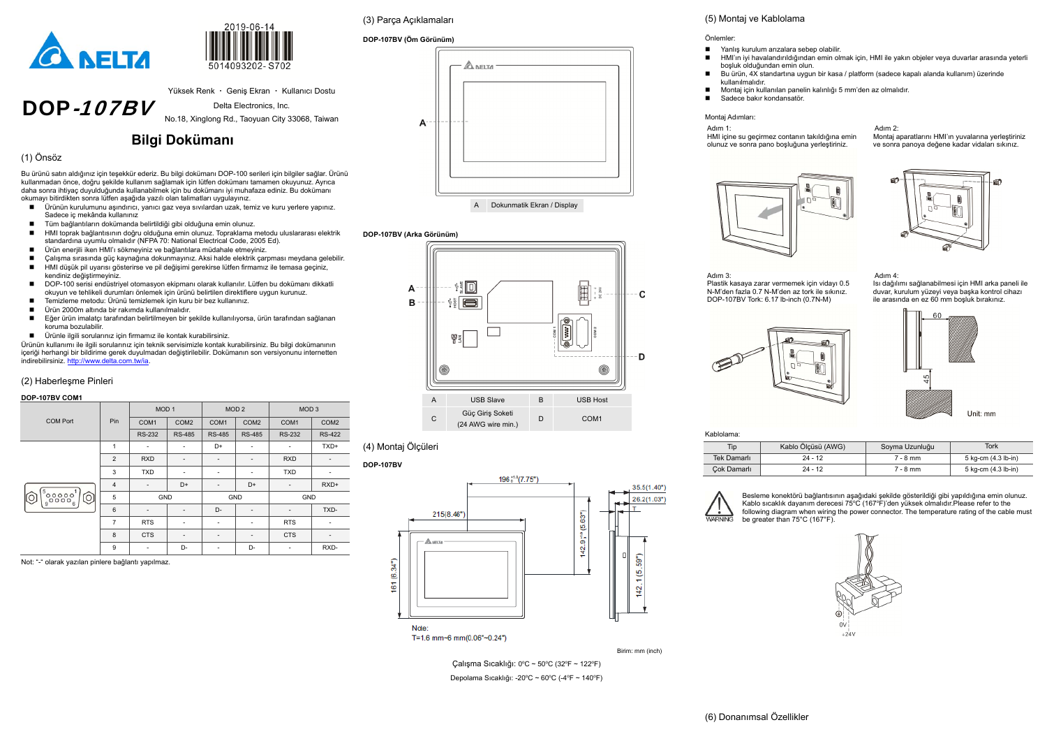2019-06-14

5014093202- S702

# DOP-107BV

Yüksek Renk ・ Geniş Ekran ・ Kullanıcı Dostu

Delta Electronics, Inc.

No.18, Xinglong Rd., Taoyuan City 33068, Taiwan

## Bilgi Dokümanı

### (1) Önsöz

Bu ürünü satın aldığınız için teşekkür ederiz. Bu bilgi dokümanı DOP-100 serileri için bilgiler sağlar. Ürünü kullanmadan önce, doğru şekilde kullanım sağlamak için lütfen dokümanı tamamen okuyunuz. Ayrıca daha sonra ihtiyaç duyulduğunda kullanabilmek için bu dokümanı iyi muhafaza ediniz. Bu dokümanı okumayı bitirdikten sonra lütfen aşağıda yazılı olan talimatları uygulayınız.

- Ürünün kurulumunu aşındırıcı, yanıcı gaz veya sıvılardan uzak, temiz ve kuru yerlere yapınız. Sadece iç mekânda kullanınız
- Tüm bağlantıların dokümanda belirtildiği gibi olduğuna emin olunuz.
- HMI toprak bağlantısının doğru olduğuna emin olunuz. Topraklama metodu uluslararası elektrik standardına uyumlu olmalıdır (NFPA 70: National Electrical Code, 2005 Ed).
- Ürün enerjili iken HMI'ı sökmeyiniz ve bağlantılara müdahale etmeyiniz.
- Çalışma sırasında güç kaynağına dokunmayınız. Aksi halde elektrik çarpması meydana gelebilir.
- HMI düşük pil uyarısı gösterirse ve pil değişimi gerekirse lütfen firmamız ile temasa geçiniz, kendiniz değiştirmeyiniz.
- DOP-100 serisi endüstriyel otomasyon ekipmanı olarak kullanılır. Lütfen bu dokümanı dikkatli okuyun ve tehlikeli durumları önlemek için ürünü belirtilen direktiflere uygun kurunuz.
- Temizleme metodu: Ürünü temizlemek için kuru bir bez kullanınız.
- Ürün 2000m altında bir rakımda kullanılmalıdır.
- Eğer ürün imalatçı tarafından belirtilmeyen bir şekilde kullanılıyorsa, ürün tarafından sağlanan koruma bozulabilir.
- Ürünle ilgili sorularınız için firmamız ile kontak kurabilirsiniz.

Ürünün kullanımı ile ilgili sorularınız için teknik servisimizle kontak kurabilirsiniz. Bu bilgi dokümanının içeriği herhangi bir bildirime gerek duyulmadan değiştirilebilir. Dokümanın son versiyonunu internetten indirebilirsiniz. http://www.delta.com.tw/ia.

### (2) Haberleşme Pinleri

**DOP-107BV COM1**

| COM Port | Pin | MOD 1 | | MOD 2 | | MOD 3 | |
|---|---|---|---|---|---|---|---|
| | | COM1 | COM2 | COM1 | COM2 | COM1 | COM2 |
| | | RS-232 | RS-485 | RS-485 | RS-485 | RS-232 | RS-422 |
| | 1 | - | - | D+ | - | - | TXD+ |
| | 2 | RXD | - | - | - | RXD | - |
| | 3 | TXD | - | - | - | TXD | - |
| | 4 | - | D+ | - | D+ | - | RXD+ |
| | 5 | GND | | GND | | GND | |
| | 6 | - | - | D- | - | - | TXD- |
| | 7 | RTS | - | - | - | RTS | - |
| | 8 | CTS | - | - | - | CTS | - |
| | 9 | - | D- | - | D- | - | RXD- |

Not: "-" olarak yazılan pinlere bağlantı yapılmaz.

### (3) Parça Açıklamaları

**DOP-107BV (Ön Görünüm)**

| A | Dokunmatik Ekran / Display |
|---|---|

**DOP-107BV (Arka Görünüm)**

| A | USB Slave | B | USB Host |
|---|---|---|---|
| C | Güç Giriş Soketi (24 AWG wire min.) | D | COM1 |

### (4) Montaj Ölçüleri

**DOP-107BV**

196 $^{+1}_{0}$ (7.75"), 215(8.46"), 161(6.34"), 142.9 $^{+1}_{0}$ (5.63"), 142.1(5.59"), 35.5(1.40"), 26.2(1.03")

Note:
T=1.6 mm~6 mm(0.06"~0.24")

Birim: mm (inch)

Çalışma Sıcaklığı: 0ºC ~ 50ºC (32ºF ~ 122ºF)

Depolama Sıcaklığı: -20ºC ~ 60ºC (-4ºF ~ 140ºF)

### (5) Montaj ve Kablolama

Önlemler:

- Yanlış kurulum arızalara sebep olabilir.
- HMI'ın iyi havalandırıldığından emin olmak için, HMI ile yakın objeler veya duvarlar arasında yeterli boşluk olduğundan emin olun.
- Bu ürün, 4X standartına uygun bir kasa / platform (sadece kapalı alanda kullanım) üzerinde kullanılmalıdır.
- Montaj için kullanılan panelin kalınlığı 5 mm'den az olmalıdır.
- Sadece bakır kondansatör.

Montaj Adımları:

Adım 1:
HMI içine su geçirmez contanın takıldığına emin olunuz ve sonra pano boşluğuna yerleştiriniz.

Adım 2:
Montaj aparatlarını HMI'ın yuvalarına yerleştiriniz ve sonra panoya değene kadar vidaları sıkınız.

Adım 3:
Plastik kasaya zarar vermemek için vidayı 0.5 N-M'den fazla 0.7 N-M'den az tork ile sıkınız. DOP-107BV Tork: 6.17 lb-inch (0.7N-M)

Adım 4:
Isı dağılımı sağlanabilmesi için HMI arka paneli ile duvar, kurulum yüzeyi veya başka kontrol cihazı ile arasında en az 60 mm boşluk bırakınız.

60, 45

Unit: mm

Kablolama:

| Tip | Kablo Ölçüsü (AWG) | Soyma Uzunluğu | Tork |
|---|---|---|---|
| Tek Damarlı | 24 - 12 | 7 - 8 mm | 5 kg-cm (4.3 lb-in) |
| Çok Damarlı | 24 - 12 | 7 - 8 mm | 5 kg-cm (4.3 lb-in) |

WARNING

Besleme konektörü bağlantısının aşağıdaki şekilde gösterildiği gibi yapıldığına emin olunuz. Kablo sıcaklık dayanım derecesi 75°C (167°F)'den yüksek olmalıdır.Please refer to the following diagram when wiring the power connector. The temperature rating of the cable must be greater than 75°C (167°F).

0V
+24V

### (6) Donanımsal Özellikler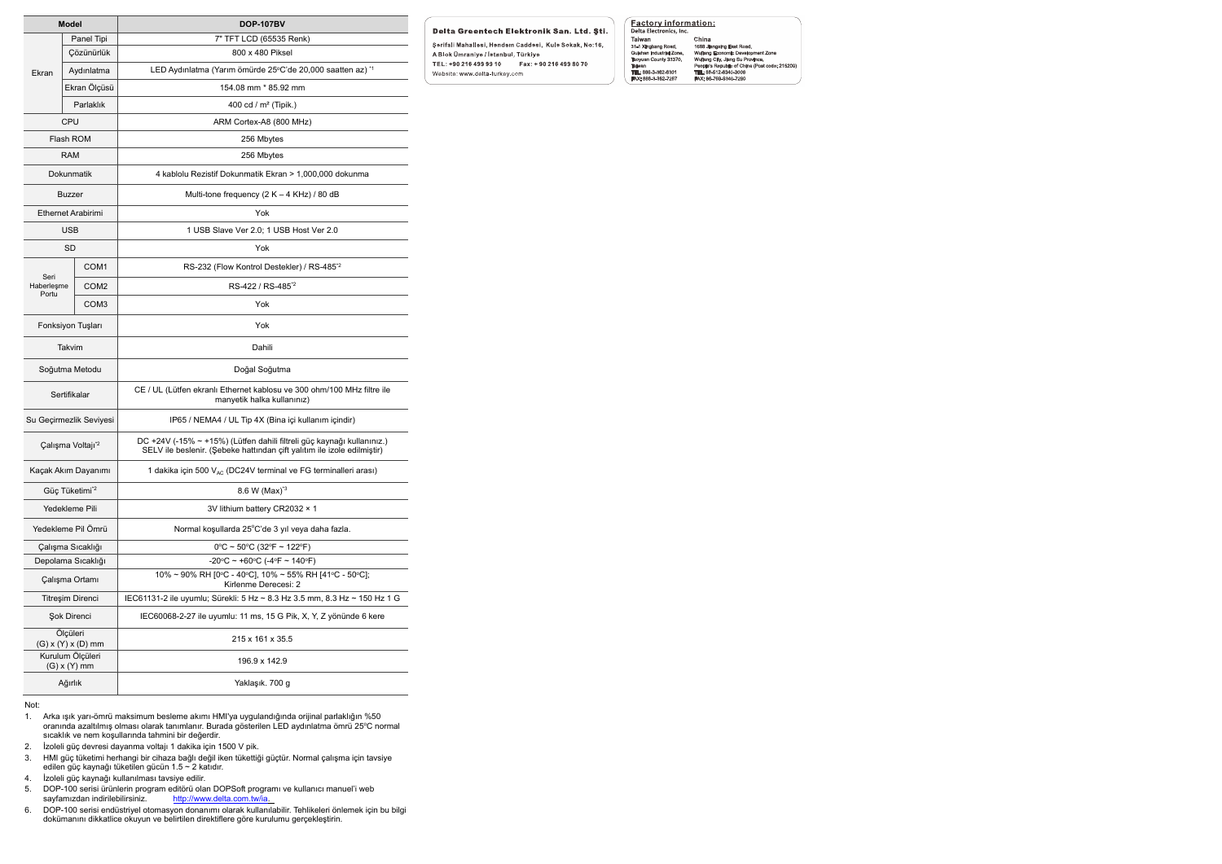| Model | | DOP-107BV |
|---|---|---|
| Ekran | Panel Tipi | 7" TFT LCD (65535 Renk) |
| | Çözünürlük | 800 x 480 Piksel |
| | Aydınlatma | LED Aydınlatma (Yarım ömürde 25°C'de 20,000 saatten az) [*1] |
| | Ekran Ölçüsü | 154.08 mm * 85.92 mm |
| | Parlaklık | 400 cd / m² (Tipik.) |
| CPU | | ARM Cortex-A8 (800 MHz) |
| Flash ROM | | 256 Mbytes |
| RAM | | 256 Mbytes |
| Dokunmatik | | 4 kablolu Rezistif Dokunmatik Ekran > 1,000,000 dokunma |
| Buzzer | | Multi-tone frequency (2 K – 4 KHz) / 80 dB |
| Ethernet Arabirimi | | Yok |
| USB | | 1 USB Slave Ver 2.0; 1 USB Host Ver 2.0 |
| SD | | Yok |
| Seri Haberleşme Portu | COM1 | RS-232 (Flow Kontrol Destekler) / RS-485[*2] |
| | COM2 | RS-422 / RS-485[*2] |
| | COM3 | Yok |
| Fonksiyon Tuşları | | Yok |
| Takvim | | Dahili |
| Soğutma Metodu | | Doğal Soğutma |
| Sertifikalar | | CE / UL (Lütfen ekranlı Ethernet kablosu ve 300 ohm/100 MHz filtre ile manyetik halka kullanınız) |
| Su Geçirmezlik Seviyesi | | IP65 / NEMA4 / UL Tip 4X (Bina içi kullanım içindir) |
| Çalışma Voltajı[*2] | | DC +24V (-15% ~ +15%) (Lütfen dahili filtreli güç kaynağı kullanınız.) SELV ile beslenir. (Şebeke hattından çift yalıtım ile izole edilmiştir) |
| Kaçak Akım Dayanımı | | 1 dakika için 500 $V_{AC}$ (DC24V terminal ve FG terminalleri arası) |
| Güç Tüketimi[*2] | | 8.6 W (Max)[*3] |
| Yedekleme Pili | | 3V lithium battery CR2032 × 1 |
| Yedekleme Pil Ömrü | | Normal koşullarda 25°C'de 3 yıl veya daha fazla. |
| Çalışma Sıcaklığı | | 0°C ~ 50°C (32°F ~ 122°F) |
| Depolama Sıcaklığı | | -20°C ~ +60°C (-4°F ~ 140°F) |
| Çalışma Ortamı | | 10% ~ 90% RH [0°C - 40°C], 10% ~ 55% RH [41°C - 50°C]; Kirlenme Derecesi: 2 |
| Titreşim Direnci | | IEC61131-2 ile uyumlu; Sürekli: 5 Hz ~ 8.3 Hz 3.5 mm, 8.3 Hz ~ 150 Hz 1 G |
| Şok Direnci | | IEC60068-2-27 ile uyumlu: 11 ms, 15 G Pik, X, Y, Z yönünde 6 kere |
| Ölçüleri (G) x (Y) x (D) mm | | 215 x 161 x 35.5 |
| Kurulum Ölçüleri (G) x (Y) mm | | 196.9 x 142.9 |
| Ağırlık | | Yaklaşık. 700 g |

Not:

1. Arka ışık yarı-ömrü maksimum besleme akımı HMI'ya uygulandığında orijinal parlaklığın %50 oranında azaltılmış olması olarak tanımlanır. Burada gösterilen LED aydınlatma ömrü 25°C normal sıcaklık ve nem koşullarında tahmini bir değerdir.
2. İzoleli güç devresi dayanma voltajı 1 dakika için 1500 V pik.
3. HMI güç tüketimi herhangi bir cihaza bağlı değil iken tükettiği güçtür. Normal çalışma için tavsiye edilen güç kaynağı tüketilen gücün 1.5 ~ 2 katıdır.
4. İzoleli güç kaynağı kullanılması tavsiye edilir.
5. DOP-100 serisi ürünlerin program editörü olan DOPSoft programı ve kullanıcı manuel'i web sayfamızdan indirilebilirsiniz. http://www.delta.com.tw/ia.
6. DOP-100 serisi endüstriyel otomasyon donanımı olarak kullanılabilir. Tehlikeleri önlemek için bu bilgi dokümanını dikkatlice okuyun ve belirtilen direktiflere göre kurulumu gerçekleştirin.

**Delta Greentech Elektronik San. Ltd. Şti.**

Şerifali Mahallesi, Hendem Caddesi, Kule Sokak, No:16,
A Blok Ümraniye / İstanbul, Türkiye
TEL: +90 216 499 93 10 Fax: + 90 216 499 80 70
Website: www.delta-turkey.com

**Factory information:**

Delta Electronics, Inc.

Taiwan
31-1 Xingbang Road,
Guishan Industrial Zone,
Taoyuan County 33370,
Taiwan
TEL: 886-3-362-6301
FAX: 886-3-362-7267

China
1688 Jiangxing East Road,
Wujiang Economic Development Zone
Wujiang City, Jiang Su Province,
People's Republic of China (Post code: 215200)
TEL: 86-512-6340-3008
FAX: 86-769-6340-7290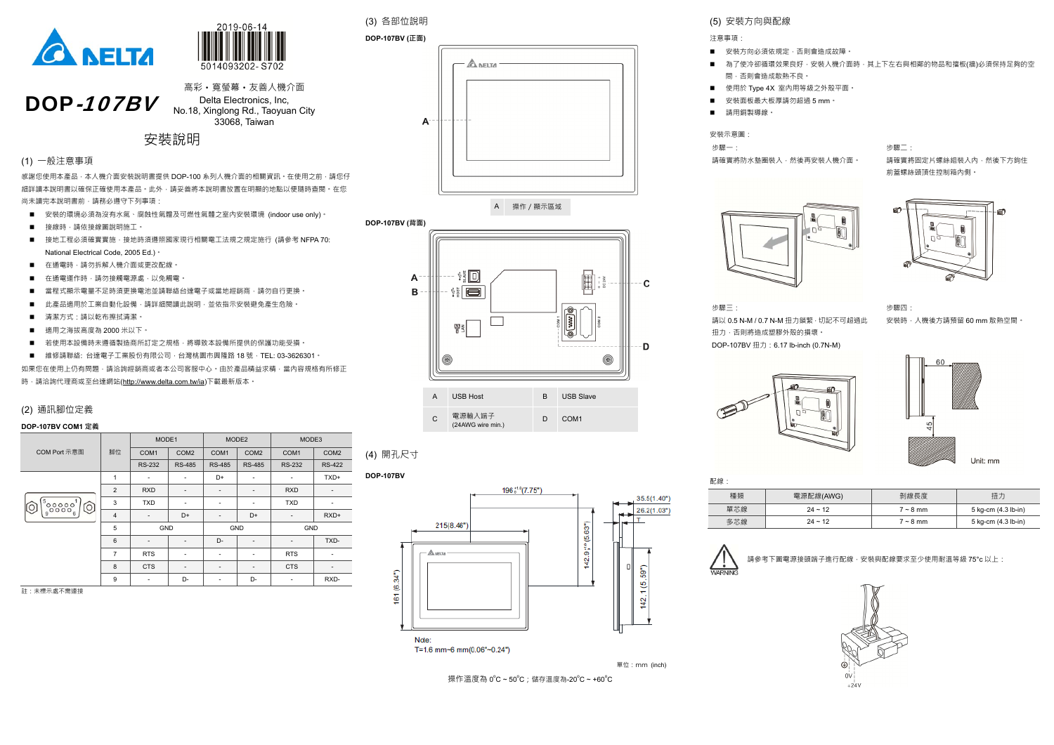2019-06-14

5014093202- S702

# DOP-*107BV*

高彩・寬螢幕・友善人機介面

Delta Electronics, Inc,
No.18, Xinglong Rd., Taoyuan City
33068, Taiwan

## 安裝說明

### (1) 一般注意事項

感謝您使用本產品，本人機介面安裝說明書提供 DOP-100 系列人機介面的相關資訊。在使用之前，請您仔細詳讀本說明書以確保正確使用本產品。此外，請妥善將本說明書放置在明顯的地點以便隨時查閱。在您尚未讀完本說明書前，請務必遵守下列事項：

- 安裝的環境必須為沒有水氣、腐蝕性氣體及可燃性氣體之室內安裝環境 (indoor use only)。
- 接線時，請依接線圖說明施工。
- 接地工程必須確實實施，接地時須遵照國家現行相關電工法規之規定施行 (請參考 NFPA 70: National Electrical Code, 2005 Ed.)。
- 在通電時，請勿拆解人機介面或更改配線。
- 在通電運作時，請勿接觸電源處，以免觸電。
- 當程式顯示電量不足時須更換電池並請聯絡台達電子或當地經銷商，請勿自行更換。
- 此產品適用於工業自動化設備，請詳細閱讀此說明，並依指示安裝避免產生危險。
- 清潔方式：請以乾布擦拭清潔。
- 適用之海拔高度為 2000 米以下。
- 若使用本設備時未遵循製造商所訂定之規格，將導致本設備所提供的保護功能受損。
- 維修請聯絡: 台達電子工業股份有限公司，台灣桃園市興隆路 18 號，TEL: 03-3626301。

如果您在使用上仍有問題，請洽詢經銷商或者本公司客服中心。由於產品精益求精，當內容規格有所修正時，請洽詢代理商或至台達網站(http://www.delta.com.tw/ia)下載最新版本。

### (2) 通訊腳位定義

**DOP-107BV COM1 定義**

| COM Port 示意圖 | 腳位 | MODE1 | | MODE2 | | MODE3 | |
|---|---|---|---|---|---|---|---|
| | | COM1 | COM2 | COM1 | COM2 | COM1 | COM2 |
| | | RS-232 | RS-485 | RS-485 | RS-485 | RS-232 | RS-422 |
| | 1 | - | - | D+ | - | - | TXD+ |
| | 2 | RXD | - | - | - | RXD | - |
| | 3 | TXD | - | - | - | TXD | - |
| | 4 | - | D+ | - | D+ | - | RXD+ |
| | 5 | GND | | GND | | GND | |
| | 6 | - | - | D- | - | - | TXD- |
| | 7 | RTS | - | - | - | RTS | - |
| | 8 | CTS | - | - | - | CTS | - |
| | 9 | - | D- | - | D- | - | RXD- |

註：未標示處不需連接

### (3) 各部位說明

**DOP-107BV (正面)**

| A | 操作 / 顯示區域 |
|---|---|

**DOP-107BV (背面)**

| A | USB Host | B | USB Slave |
|---|---|---|---|
| C | 電源輸入端子 (24AWG wire min.) | D | COM1 |

### (4) 開孔尺寸

**DOP-107BV**

Note:
T=1.6 mm~6 mm(0.06"~0.24")

單位：mm (inch)

操作溫度為 0°C ~ 50°C；儲存溫度為-20°C ~ +60°C

### (5) 安裝方向與配線

注意事項：

- 安裝方向必須依規定，否則會造成故障。
- 為了使冷卻循環效果良好，安裝人機介面時，其上下左右與相鄰的物品和擋板(牆)必須保持足夠的空間，否則會造成散熱不良。
- 使用於 Type 4X 室內用等級之外殼平面。
- 安裝面板最大板厚請勿超過 5 mm。
- 請用銅製導線。

安裝示意圖：

步驟一：
請確實將防水墊圈裝入，然後再安裝人機介面。

步驟二：
請確實將固定片螺絲組裝入內，然後下方鉤住前蓋螺絲頭頂住控制箱內側。

步驟三：
請以 0.5 N-M / 0.7 N-M 扭力鎖緊，切記不可超過此扭力，否則將造成塑膠外殼的損壞。
DOP-107BV 扭力：6.17 lb-inch (0.7N-M)

步驟四：
安裝時，人機後方請預留 60 mm 散熱空間。

Unit: mm

配線：

| 種類 | 電源配線(AWG) | 剝線長度 | 扭力 |
|---|---|---|---|
| 單芯線 | 24 ~ 12 | 7 ~ 8 mm | 5 kg-cm (4.3 lb-in) |
| 多芯線 | 24 ~ 12 | 7 ~ 8 mm | 5 kg-cm (4.3 lb-in) |

WARNING

請參考下圖電源接頭端子進行配線，安裝與配線要求至少使用耐溫等級 75°c 以上：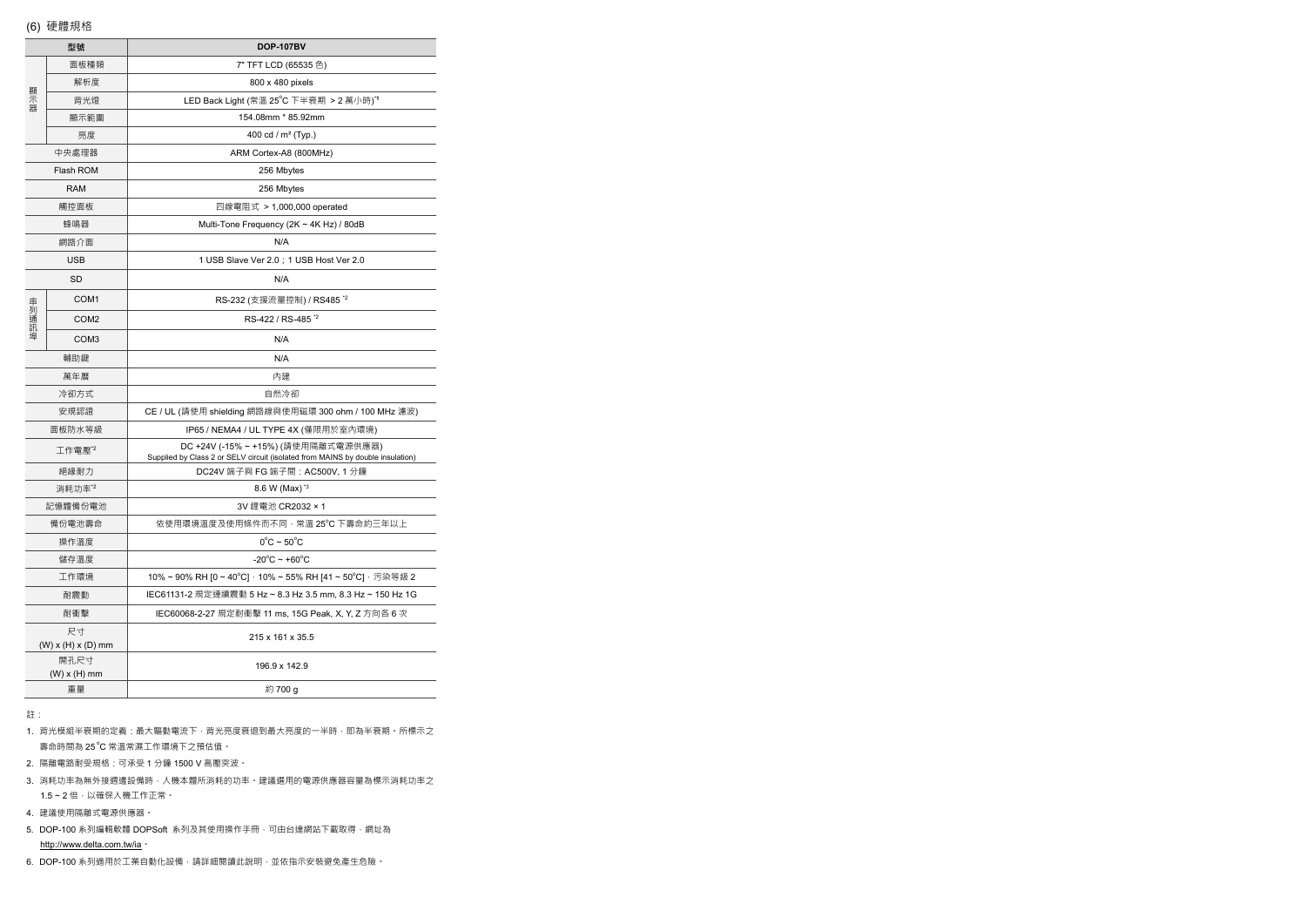(6) 硬體規格

| 型號 | | DOP-107BV |
|---|---|---|
| 顯示器 | 面板種類 | 7" TFT LCD (65535 色) |
| | 解析度 | 800 x 480 pixels |
| | 背光燈 | LED Back Light (常溫 25°C 下半衰期 > 2 萬小時)[*1] |
| | 顯示範圍 | 154.08mm * 85.92mm |
| | 亮度 | 400 cd / m² (Typ.) |
| 中央處理器 | | ARM Cortex-A8 (800MHz) |
| Flash ROM | | 256 Mbytes |
| RAM | | 256 Mbytes |
| 觸控面板 | | 四線電阻式 > 1,000,000 operated |
| 蜂鳴器 | | Multi-Tone Frequency (2K ~ 4K Hz) / 80dB |
| 網路介面 | | N/A |
| USB | | 1 USB Slave Ver 2.0；1 USB Host Ver 2.0 |
| SD | | N/A |
| 串列通訊埠 | COM1 | RS-232 (支援流量控制) / RS485 [*2] |
| | COM2 | RS-422 / RS-485 [*2] |
| | COM3 | N/A |
| 輔助鍵 | | N/A |
| 萬年曆 | | 內建 |
| 冷卻方式 | | 自然冷卻 |
| 安規認證 | | CE / UL (請使用 shielding 網路線與使用磁環 300 ohm / 100 MHz 濾波) |
| 面板防水等級 | | IP65 / NEMA4 / UL TYPE 4X (僅限用於室內環境) |
| 工作電壓[*2] | | DC +24V (-15% ~ +15%) (請使用隔離式電源供應器)<br>Supplied by Class 2 or SELV circuit (isolated from MAINS by double insulation) |
| 絕緣耐力 | | DC24V 端子與 FG 端子間：AC500V, 1 分鐘 |
| 消耗功率[*2] | | 8.6 W (Max) [*3] |
| 記憶體備份電池 | | 3V 鋰電池 CR2032 × 1 |
| 備份電池壽命 | | 依使用環境溫度及使用條件而不同，常溫 25°C 下壽命約三年以上 |
| 操作溫度 | | 0°C ~ 50°C |
| 儲存溫度 | | -20°C ~ +60°C |
| 工作環境 | | 10% ~ 90% RH [0 ~ 40°C]，10% ~ 55% RH [41 ~ 50°C]，污染等級 2 |
| 耐震動 | | IEC61131-2 規定連續震動 5 Hz ~ 8.3 Hz 3.5 mm, 8.3 Hz ~ 150 Hz 1G |
| 耐衝擊 | | IEC60068-2-27 規定耐衝擊 11 ms, 15G Peak, X, Y, Z 方向各 6 次 |
| 尺寸<br>(W) x (H) x (D) mm | | 215 x 161 x 35.5 |
| 開孔尺寸<br>(W) x (H) mm | | 196.9 x 142.9 |
| 重量 | | 約 700 g |

註：

1. 背光模組半衰期的定義：最大驅動電流下，背光亮度衰退到最大亮度的一半時，即為半衰期。所標示之壽命時間為 25°C 常溫常濕工作環境下之預估值。
2. 隔離電路耐受規格：可承受 1 分鐘 1500 V 高壓突波。
3. 消耗功率為無外接週邊設備時，人機本體所消耗的功率。建議選用的電源供應器容量為標示消耗功率之 1.5 ~ 2 倍，以確保人機工作正常。
4. 建議使用隔離式電源供應器。
5. DOP-100 系列編輯軟體 DOPSoft 系列及其使用操作手冊，可由台達網站下載取得，網址為 http://www.delta.com.tw/ia。
6. DOP-100 系列適用於工業自動化設備，請詳細閱讀此說明，並依指示安裝避免產生危險。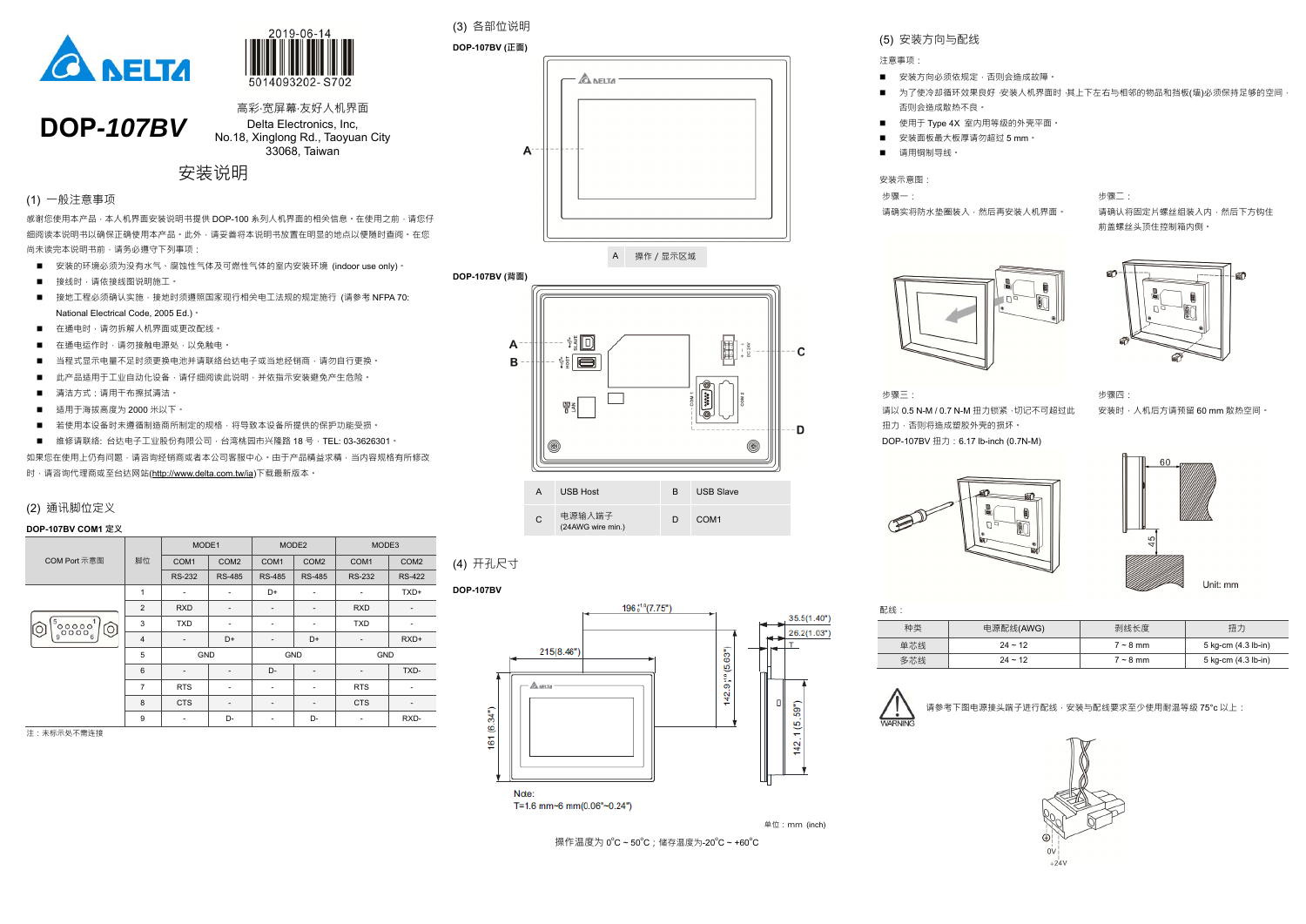2019-06-14

5014093202- S702

# DOP-107BV

高彩·宽屏幕·友好人机界面

Delta Electronics, Inc,
No.18, Xinglong Rd., Taoyuan City
33068, Taiwan

## 安装说明

### (1) 一般注意事项

感谢您使用本产品，本人机界面安装说明书提供 DOP-100 系列人机界面的相关信息。在使用之前，请您仔细阅读本说明书以确保正确使用本产品。此外，请妥善将本说明书放置在明显的地点以便随时查阅。在您尚未读完本说明书前，请务必遵守下列事项：

- 安装的环境必须为没有水气、腐蚀性气体及可燃性气体的室内安装环境 (indoor use only)。
- 接线时，请依接线图说明施工。
- 接地工程必须确认实施，接地时须遵照国家现行相关电工法规的规定施行 (请参考 NFPA 70: National Electrical Code, 2005 Ed.)。
- 在通电时，请勿拆解人机界面或更改配线。
- 在通电运作时，请勿接触电源处，以免触电。
- 当程式显示电量不足时须更换电池并请联络台达电子或当地经销商，请勿自行更换。
- 此产品适用于工业自动化设备，请仔细阅读此说明，并依指示安装避免产生危险。
- 清洁方式：请用干布擦拭清洁。
- 适用于海拔高度为 2000 米以下。
- 若使用本设备时未遵循制造商所制定的规格，将导致本设备所提供的保护功能受损。
- 维修请联络: 台达电子工业股份有限公司，台湾桃园市兴隆路 18 号，TEL: 03-3626301。

如果您在使用上仍有问题，请咨询经销商或者本公司客服中心。由于产品精益求精，当内容规格有所修改时，请咨询代理商或至台达网站(http://www.delta.com.tw/ia)下载最新版本。

### (2) 通讯脚位定义

**DOP-107BV COM1 定义**

| COM Port 示意图 | 脚位 | MODE1 | | MODE2 | | MODE3 | |
|---|---|---|---|---|---|---|---|
| | | COM1 | COM2 | COM1 | COM2 | COM1 | COM2 |
| | | RS-232 | RS-485 | RS-485 | RS-485 | RS-232 | RS-422 |
| | 1 | - | - | D+ | - | - | TXD+ |
| | 2 | RXD | - | - | - | RXD | - |
| | 3 | TXD | - | - | - | TXD | - |
| | 4 | - | D+ | - | D+ | - | RXD+ |
| | 5 | GND | | GND | | GND | |
| | 6 | - | - | D- | - | - | TXD- |
| | 7 | RTS | - | - | - | RTS | - |
| | 8 | CTS | - | - | - | CTS | - |
| | 9 | - | D- | - | D- | - | RXD- |

注：未标示处不需连接

### (3) 各部位说明

**DOP-107BV (正面)**

| A | 操作 / 显示区域 |
|---|---|

**DOP-107BV (背面)**

| A | USB Host | B | USB Slave |
|---|---|---|---|
| C | 电源输入端子 (24AWG wire min.) | D | COM1 |

### (4) 开孔尺寸

**DOP-107BV**

196 $^{+1}_{0}$ (7.75")；215(8.46")；161 (6.34")；142.9 $^{+1}_{0}$ (5.63")；142.1 (5.59")；35.5(1.40")；26.2(1.03")；T

Note:
T=1.6 mm~6 mm(0.06"~0.24")

单位：mm (inch)

操作温度为 0°C ~ 50°C；储存温度为-20°C ~ +60°C

### (5) 安装方向与配线

注意事项：

- 安装方向必须依规定，否则会造成故障。
- 为了使冷却循环效果良好，安装人机界面时，其上下左右与相邻的物品和挡板(墙)必须保持足够的空间，否则会造成散热不良。
- 使用于 Type 4X 室内用等级的外壳平面。
- 安装面板最大板厚请勿超过 5 mm。
- 请用铜制导线。

安装示意图：

步骤一：
请确实将防水垫圈装入，然后再安装人机界面。

步骤二：
请确认将固定片螺丝组装入内，然后下方钩住前盖螺丝头顶住控制箱内侧。

步骤三：
请以 0.5 N-M / 0.7 N-M 扭力锁紧，切记不可超过此扭力，否则将造成塑胶外壳的损坏。
DOP-107BV 扭力：6.17 lb-inch (0.7N-M)

步骤四：
安装时，人机后方请预留 60 mm 散热空间。

60　45　Unit: mm

配线：

| 种类 | 电源配线(AWG) | 剥线长度 | 扭力 |
|---|---|---|---|
| 单芯线 | 24 ~ 12 | 7 ~ 8 mm | 5 kg-cm (4.3 lb-in) |
| 多芯线 | 24 ~ 12 | 7 ~ 8 mm | 5 kg-cm (4.3 lb-in) |

WARNING

请参考下图电源接头端子进行配线，安装与配线要求至少使用耐温等级 75°c 以上：

0V　+24V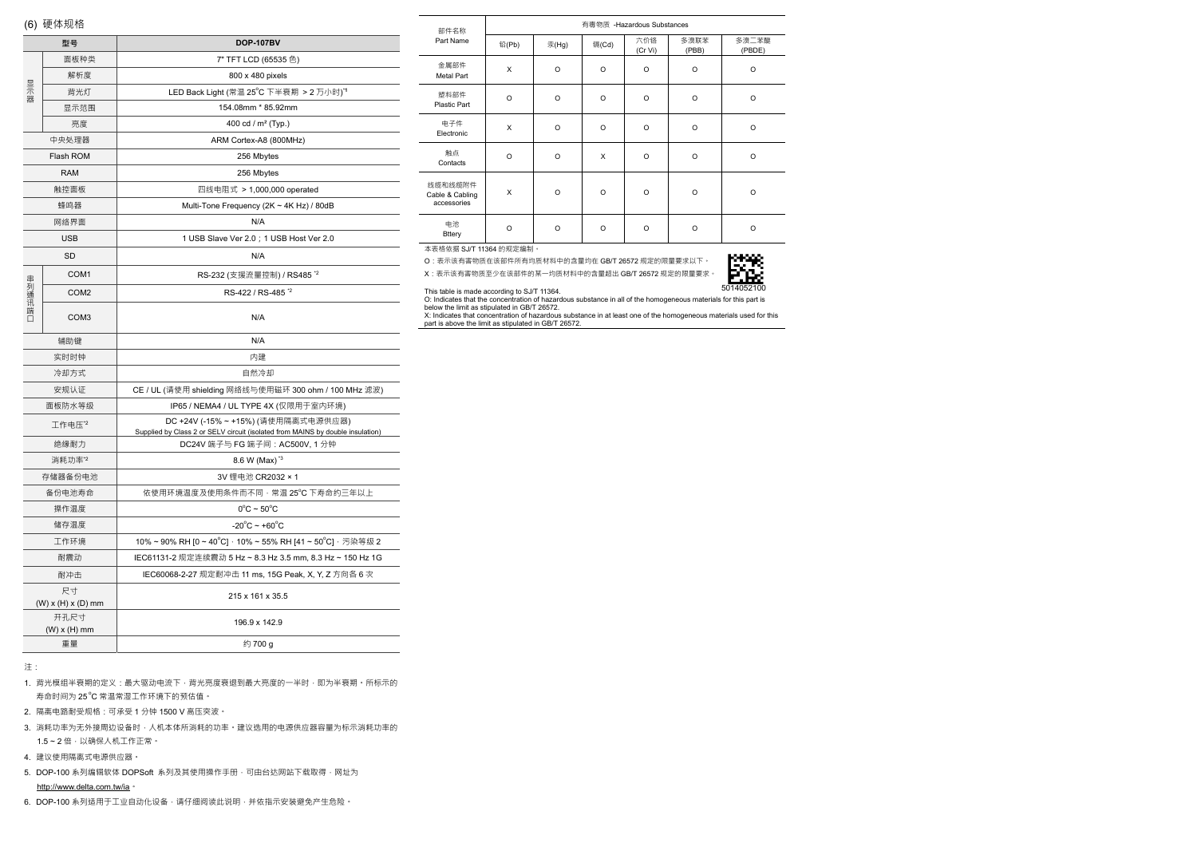## (6) 硬体规格

| 型号 | | DOP-107BV |
|---|---|---|
| 显示器 | 面板种类 | 7" TFT LCD (65535 色) |
| | 解析度 | 800 x 480 pixels |
| | 背光灯 | LED Back Light (常温 25°C 下半衰期 > 2 万小时)[*1] |
| | 显示范围 | 154.08mm * 85.92mm |
| | 亮度 | 400 cd / m² (Typ.) |
| 中央处理器 | | ARM Cortex-A8 (800MHz) |
| Flash ROM | | 256 Mbytes |
| RAM | | 256 Mbytes |
| 触控面板 | | 四线电阻式 > 1,000,000 operated |
| 蜂鸣器 | | Multi-Tone Frequency (2K ~ 4K Hz) / 80dB |
| 网络界面 | | N/A |
| USB | | 1 USB Slave Ver 2.0；1 USB Host Ver 2.0 |
| SD | | N/A |
| 串列通讯端口 | COM1 | RS-232 (支援流量控制) / RS485 [*2] |
| | COM2 | RS-422 / RS-485 [*2] |
| | COM3 | N/A |
| 辅助键 | | N/A |
| 实时时钟 | | 内建 |
| 冷却方式 | | 自然冷却 |
| 安规认证 | | CE / UL (请使用 shielding 网络线与使用磁环 300 ohm / 100 MHz 滤波) |
| 面板防水等级 | | IP65 / NEMA4 / UL TYPE 4X (仅限用于室内环境) |
| 工作电压[*2] | | DC +24V (-15% ~ +15%) (请使用隔离式电源供应器) Supplied by Class 2 or SELV circuit (isolated from MAINS by double insulation) |
| 绝缘耐力 | | DC24V 端子与 FG 端子间：AC500V, 1 分钟 |
| 消耗功率[*2] | | 8.6 W (Max) [*3] |
| 存储器备份电池 | | 3V 锂电池 CR2032 × 1 |
| 备份电池寿命 | | 依使用环境温度及使用条件而不同，常温 25°C 下寿命约三年以上 |
| 操作温度 | | 0°C ~ 50°C |
| 储存温度 | | -20°C ~ +60°C |
| 工作环境 | | 10% ~ 90% RH [0 ~ 40°C]，10% ~ 55% RH [41 ~ 50°C]，污染等级 2 |
| 耐震动 | | IEC61131-2 规定连续震动 5 Hz ~ 8.3 Hz 3.5 mm, 8.3 Hz ~ 150 Hz 1G |
| 耐冲击 | | IEC60068-2-27 规定耐冲击 11 ms, 15G Peak, X, Y, Z 方向各 6 次 |
| 尺寸 (W) x (H) x (D) mm | | 215 x 161 x 35.5 |
| 开孔尺寸 (W) x (H) mm | | 196.9 x 142.9 |
| 重量 | | 约 700 g |

注：

1. 背光模组半衰期的定义：最大驱动电流下，背光亮度衰退到最大亮度的一半时，即为半衰期。所标示的寿命时间为 25°C 常温常湿工作环境下的预估值。
2. 隔离电路耐受规格：可承受 1 分钟 1500 V 高压突波。
3. 消耗功率为无外接周边设备时，人机本体所消耗的功率。建议选用的电源供应器容量为标示消耗功率的 1.5 ~ 2 倍，以确保人机工作正常。
4. 建议使用隔离式电源供应器。
5. DOP-100 系列编辑软体 DOPSoft 系列及其使用操作手册，可由台达网站下载取得，网址为 http://www.delta.com.tw/ia。
6. DOP-100 系列适用于工业自动化设备，请仔细阅读此说明，并依指示安装避免产生危险。

| 部件名称 Part Name | 有毒物质 -Hazardous Substances | | | | | |
|---|---|---|---|---|---|---|
| | 铅(Pb) | 汞(Hg) | 镉(Cd) | 六价铬 (Cr VI) | 多溴联苯 (PBB) | 多溴二苯醚 (PBDE) |
| 金属部件 Metal Part | X | O | O | O | O | O |
| 塑料部件 Plastic Part | O | O | O | O | O | O |
| 电子件 Electronic | X | O | O | O | O | O |
| 触点 Contacts | O | O | X | O | O | O |
| 线缆和线缆附件 Cable & Cabling accessories | X | O | O | O | O | O |
| 电池 Bttery | O | O | O | O | O | O |

本表格依据 SJ/T 11364 的规定编制。

O：表示该有毒物质在该部件所有均质材料中的含量均在 GB/T 26572 规定的限量要求以下。

X：表示该有毒物质至少在该部件的某一均质材料中的含量超出 GB/T 26572 规定的限量要求。

This table is made according to SJ/T 11364.

O: Indicates that the concentration of hazardous substance in all of the homogeneous materials for this part is below the limit as stipulated in GB/T 26572.

X: Indicates that concentration of hazardous substance in at least one of the homogeneous materials used for this part is above the limit as stipulated in GB/T 26572.

5014052100